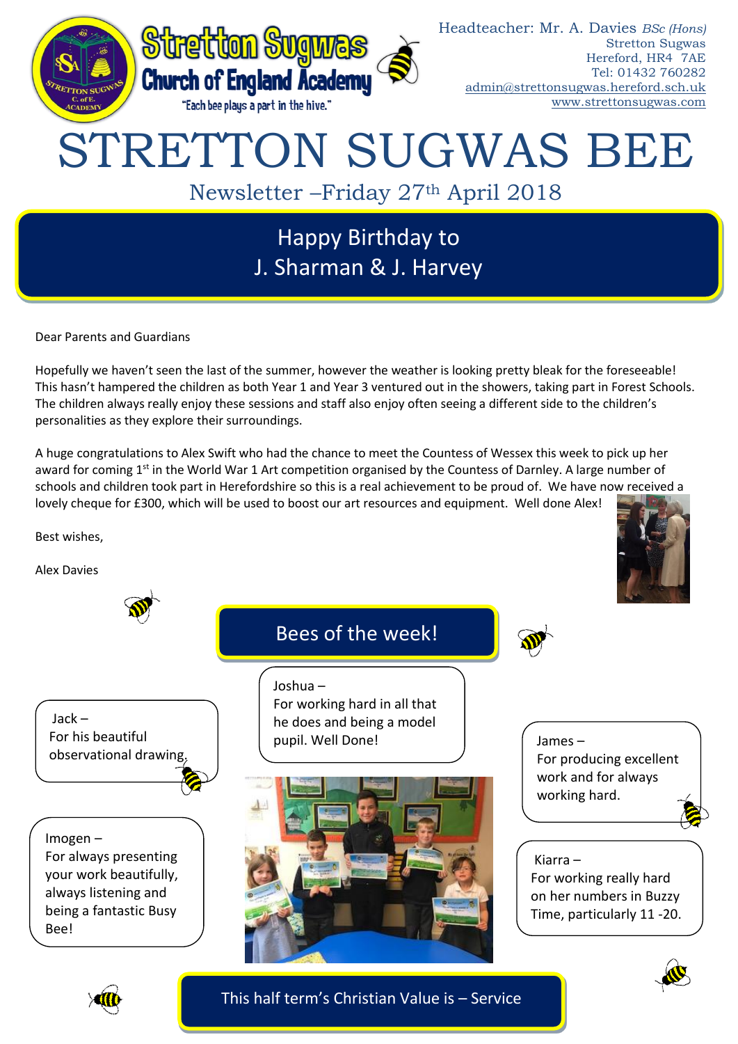Stretton Sugwas Church of England Academy

"Each bee plays a part in the hive."

Headteacher: Mr. A. Davies *BSc (Hons)*
Stretton Sugwas
Hereford, HR4 7AE
Tel: 01432 760282
admin@strettonsugwas.hereford.sch.uk
www.strettonsugwas.com

# STRETTON SUGWAS BEE

Newsletter –Friday 27th April 2018

## Happy Birthday to J. Sharman & J. Harvey

Dear Parents and Guardians

Hopefully we haven't seen the last of the summer, however the weather is looking pretty bleak for the foreseeable! This hasn't hampered the children as both Year 1 and Year 3 ventured out in the showers, taking part in Forest Schools. The children always really enjoy these sessions and staff also enjoy often seeing a different side to the children's personalities as they explore their surroundings.

A huge congratulations to Alex Swift who had the chance to meet the Countess of Wessex this week to pick up her award for coming 1st in the World War 1 Art competition organised by the Countess of Darnley. A large number of schools and children took part in Herefordshire so this is a real achievement to be proud of. We have now received a lovely cheque for £300, which will be used to boost our art resources and equipment. Well done Alex!

Best wishes,

Alex Davies

## Bees of the week!

Jack – For his beautiful observational drawing.

Joshua – For working hard in all that he does and being a model pupil. Well Done!

James – For producing excellent work and for always working hard.

Imogen – For always presenting your work beautifully, always listening and being a fantastic Busy Bee!

Kiarra – For working really hard on her numbers in Buzzy Time, particularly 11 -20.

## This half term's Christian Value is – Service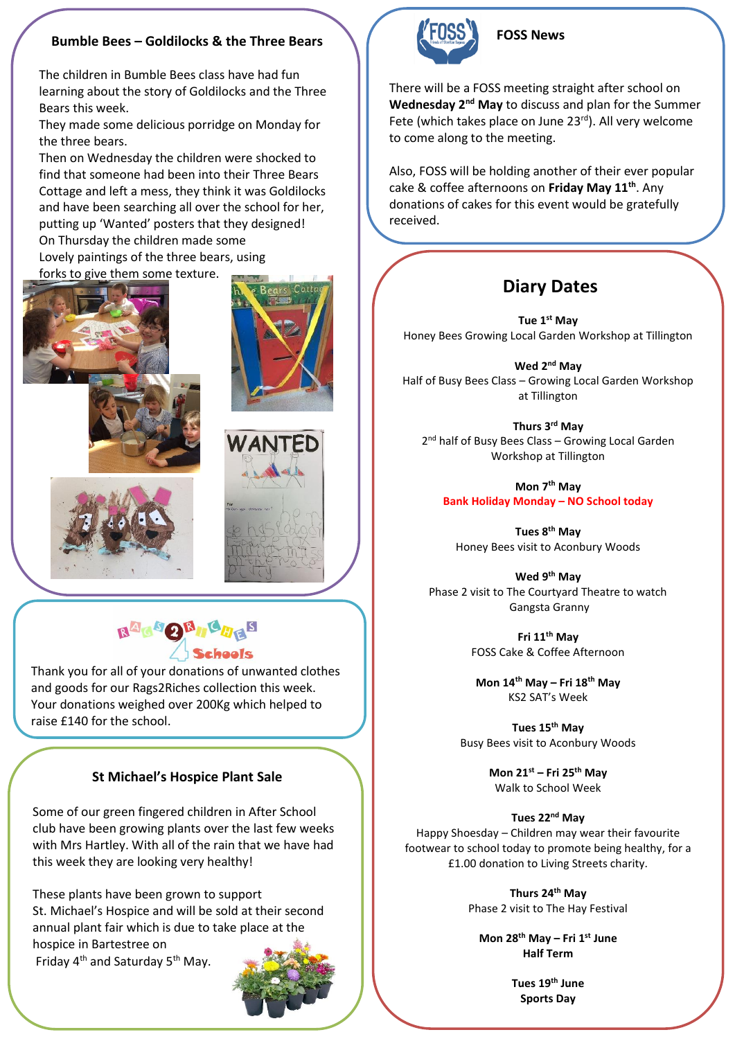## Bumble Bees – Goldilocks & the Three Bears

The children in Bumble Bees class have had fun learning about the story of Goldilocks and the Three Bears this week.
They made some delicious porridge on Monday for the three bears.
Then on Wednesday the children were shocked to find that someone had been into their Three Bears Cottage and left a mess, they think it was Goldilocks and have been searching all over the school for her, putting up 'Wanted' posters that they designed!
On Thursday the children made some Lovely paintings of the three bears, using forks to give them some texture.

Rags 2 Riches 4 Schools

Thank you for all of your donations of unwanted clothes and goods for our Rags2Riches collection this week. Your donations weighed over 200Kg which helped to raise £140 for the school.

## St Michael's Hospice Plant Sale

Some of our green fingered children in After School club have been growing plants over the last few weeks with Mrs Hartley. With all of the rain that we have had this week they are looking very healthy!

These plants have been grown to support St. Michael's Hospice and will be sold at their second annual plant fair which is due to take place at the hospice in Bartestree on Friday 4th and Saturday 5th May.

## FOSS News

There will be a FOSS meeting straight after school on **Wednesday 2nd May** to discuss and plan for the Summer Fete (which takes place on June 23rd). All very welcome to come along to the meeting.

Also, FOSS will be holding another of their ever popular cake & coffee afternoons on **Friday May 11th**. Any donations of cakes for this event would be gratefully received.

## Diary Dates

**Tue 1st May**
Honey Bees Growing Local Garden Workshop at Tillington

**Wed 2nd May**
Half of Busy Bees Class – Growing Local Garden Workshop at Tillington

**Thurs 3rd May**
2nd half of Busy Bees Class – Growing Local Garden Workshop at Tillington

**Mon 7th May**
**Bank Holiday Monday – NO School today**

**Tues 8th May**
Honey Bees visit to Aconbury Woods

**Wed 9th May**
Phase 2 visit to The Courtyard Theatre to watch Gangsta Granny

**Fri 11th May**
FOSS Cake & Coffee Afternoon

**Mon 14th May – Fri 18th May**
KS2 SAT's Week

**Tues 15th May**
Busy Bees visit to Aconbury Woods

**Mon 21st – Fri 25th May**
Walk to School Week

**Tues 22nd May**
Happy Shoesday – Children may wear their favourite footwear to school today to promote being healthy, for a £1.00 donation to Living Streets charity.

**Thurs 24th May**
Phase 2 visit to The Hay Festival

**Mon 28th May – Fri 1st June**
**Half Term**

**Tues 19th June**
**Sports Day**